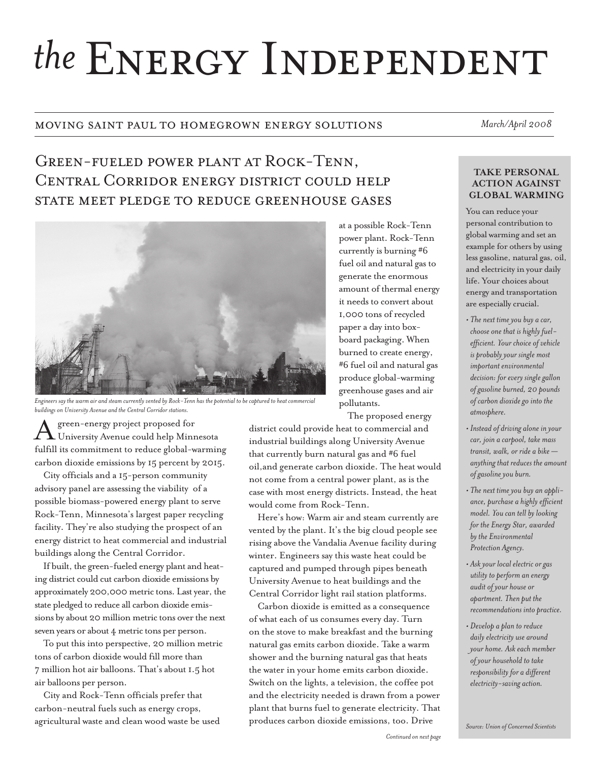# *the* Energy Independent

MOVING SAINT PAUL TO HOMEGROWN ENERGY SOLUTIONS

*March/April 2008*

## Green-fueled power plant at Rock-Tenn, Central Corridor energy district could help state meet pledge to reduce greenhouse gases

*Engineers say the warm air and steam currently vented by Rock-Tenn has the potential to be captured to heat commercial buildings on University Avenue and the Central Corridor stations.*

A green-energy project proposed for University Avenue could help Minnesota fulfill its commitment to reduce global-warming carbon dioxide emissions by 15 percent by 2015.

City officials and a 15-person community advisory panel are assessing the viability of a possible biomass-powered energy plant to serve Rock-Tenn, Minnesota's largest paper recycling facility. They're also studying the prospect of an energy district to heat commercial and industrial buildings along the Central Corridor.

If built, the green-fueled energy plant and heating district could cut carbon dioxide emissions by approximately 200,000 metric tons. Last year, the state pledged to reduce all carbon dioxide emissions by about 20 million metric tons over the next seven years or about 4 metric tons per person.

To put this into perspective, 20 million metric tons of carbon dioxide would fill more than 7 million hot air balloons. That's about 1.5 hot air balloons per person.

City and Rock-Tenn officials prefer that carbon-neutral fuels such as energy crops, agricultural waste and clean wood waste be used at a possible Rock-Tenn power plant. Rock-Tenn currently is burning #6 fuel oil and natural gas to generate the enormous amount of thermal energy it needs to convert about 1,000 tons of recycled paper a day into box-board packaging. When burned to create energy, #6 fuel oil and natural gas produce global-warming greenhouse gases and air pollutants.

The proposed energy district could provide heat to commercial and industrial buildings along University Avenue that currently burn natural gas and #6 fuel oil,and generate carbon dioxide. The heat would not come from a central power plant, as is the case with most energy districts. Instead, the heat would come from Rock-Tenn.

Here's how: Warm air and steam currently are vented by the plant. It's the big cloud people see rising above the Vandalia Avenue facility during winter. Engineers say this waste heat could be captured and pumped through pipes beneath University Avenue to heat buildings and the Central Corridor light rail station platforms.

Carbon dioxide is emitted as a consequence of what each of us consumes every day. Turn on the stove to make breakfast and the burning natural gas emits carbon dioxide. Take a warm shower and the burning natural gas that heats the water in your home emits carbon dioxide. Switch on the lights, a television, the coffee pot and the electricity needed is drawn from a power plant that burns fuel to generate electricity. That produces carbon dioxide emissions, too. Drive

*Continued on next page*

### TAKE PERSONAL ACTION AGAINST GLOBAL WARMING

You can reduce your personal contribution to global warming and set an example for others by using less gasoline, natural gas, oil, and electricity in your daily life. Your choices about energy and transportation are especially crucial.

- *The next time you buy a car, choose one that is highly fuel-efficient. Your choice of vehicle is probably your single most important environmental decision: for every single gallon of gasoline burned, 20 pounds of carbon dioxide go into the atmosphere.*
- *Instead of driving alone in your car, join a carpool, take mass transit, walk, or ride a bike — anything that reduces the amount of gasoline you burn.*
- *The next time you buy an appliance, purchase a highly efficient model. You can tell by looking for the Energy Star, awarded by the Environmental Protection Agency.*
- *Ask your local electric or gas utility to perform an energy audit of your house or apartment. Then put the recommendations into practice.*
- *Develop a plan to reduce daily electricity use around your home. Ask each member of your household to take responsibility for a different electricity-saving action.*

*Source: Union of Concerned Scientists*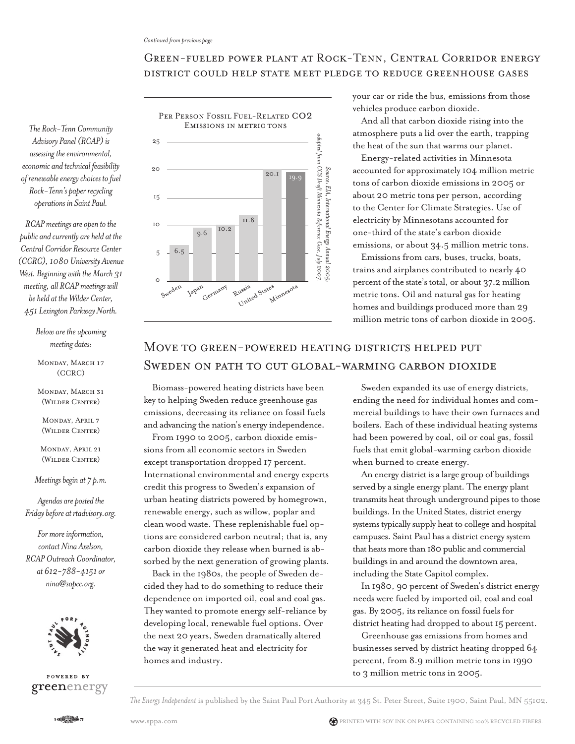*Continued from previous page*

## Green-fueled power plant at Rock-Tenn, Central Corridor energy district could help state meet pledge to reduce greenhouse gases

Per Person Fossil Fuel-Related $CO_2$ Emissions in metric tons

25
20
15
10
5
0

6.5
9.6
10.2
11.8
20.1
19.9

Sweden
Japan
Germany
Russia
United States
Minnesota

*Source: EIA, International Energy Annual 2005; adapted from CCS Draft Minnesota Reference Case, July 2007.*

your car or ride the bus, emissions from those vehicles produce carbon dioxide.

And all that carbon dioxide rising into the atmosphere puts a lid over the earth, trapping the heat of the sun that warms our planet.

Energy-related activities in Minnesota accounted for approximately 104 million metric tons of carbon dioxide emissions in 2005 or about 20 metric tons per person, according to the Center for Climate Strategies. Use of electricity by Minnesotans accounted for one-third of the state's carbon dioxide emissions, or about 34.5 million metric tons.

Emissions from cars, buses, trucks, boats, trains and airplanes contributed to nearly 40 percent of the state's total, or about 37.2 million metric tons. Oil and natural gas for heating homes and buildings produced more than 29 million metric tons of carbon dioxide in 2005.

## Move to green-powered heating districts helped put Sweden on path to cut global-warming carbon dioxide

Biomass-powered heating districts have been key to helping Sweden reduce greenhouse gas emissions, decreasing its reliance on fossil fuels and advancing the nation's energy independence.

From 1990 to 2005, carbon dioxide emissions from all economic sectors in Sweden except transportation dropped 17 percent. International environmental and energy experts credit this progress to Sweden's expansion of urban heating districts powered by homegrown, renewable energy, such as willow, poplar and clean wood waste. These replenishable fuel options are considered carbon neutral; that is, any carbon dioxide they release when burned is absorbed by the next generation of growing plants.

Back in the 1980s, the people of Sweden decided they had to do something to reduce their dependence on imported oil, coal and coal gas. They wanted to promote energy self-reliance by developing local, renewable fuel options. Over the next 20 years, Sweden dramatically altered the way it generated heat and electricity for homes and industry.

Sweden expanded its use of energy districts, ending the need for individual homes and commercial buildings to have their own furnaces and boilers. Each of these individual heating systems had been powered by coal, oil or coal gas, fossil fuels that emit global-warming carbon dioxide when burned to create energy.

An energy district is a large group of buildings served by a single energy plant. The energy plant transmits heat through underground pipes to those buildings. In the United States, district energy systems typically supply heat to college and hospital campuses. Saint Paul has a district energy system that heats more than 180 public and commercial buildings in and around the downtown area, including the State Capitol complex.

In 1980, 90 percent of Sweden's district energy needs were fueled by imported oil, coal and coal gas. By 2005, its reliance on fossil fuels for district heating had dropped to about 15 percent.

Greenhouse gas emissions from homes and businesses served by district heating dropped 64 percent, from 8.9 million metric tons in 1990 to 3 million metric tons in 2005.

*The Rock-Tenn Community Advisory Panel (RCAP) is assessing the environmental, economic and technical feasibility of renewable energy choices to fuel Rock-Tenn's paper recycling operations in Saint Paul.*

*RCAP meetings are open to the public and currently are held at the Central Corridor Resource Center (CCRC), 1080 University Avenue West. Beginning with the March 31 meeting, all RCAP meetings will be held at the Wilder Center, 451 Lexington Parkway North.*

*Below are the upcoming meeting dates:*

Monday, March 17 (CCRC)

Monday, March 31 (Wilder Center)

Monday, April 7 (Wilder Center)

Monday, April 21 (Wilder Center)

*Meetings begin at 7 p.m.*

*Agendas are posted the Friday before at rtadvisory.org.*

*For more information, contact Nina Axelson, RCAP Outreach Coordinator, at 612-788-4151 or nina@sapcc.org.*

Saint Paul Port Authority

powered by greenenergy

*The Energy Independent* is published by the Saint Paul Port Authority at 345 St. Peter Street, Suite 1900, Saint Paul, MN 55102.

www.sppa.com

Printed with soy ink on paper containing 100% recycled fibers.